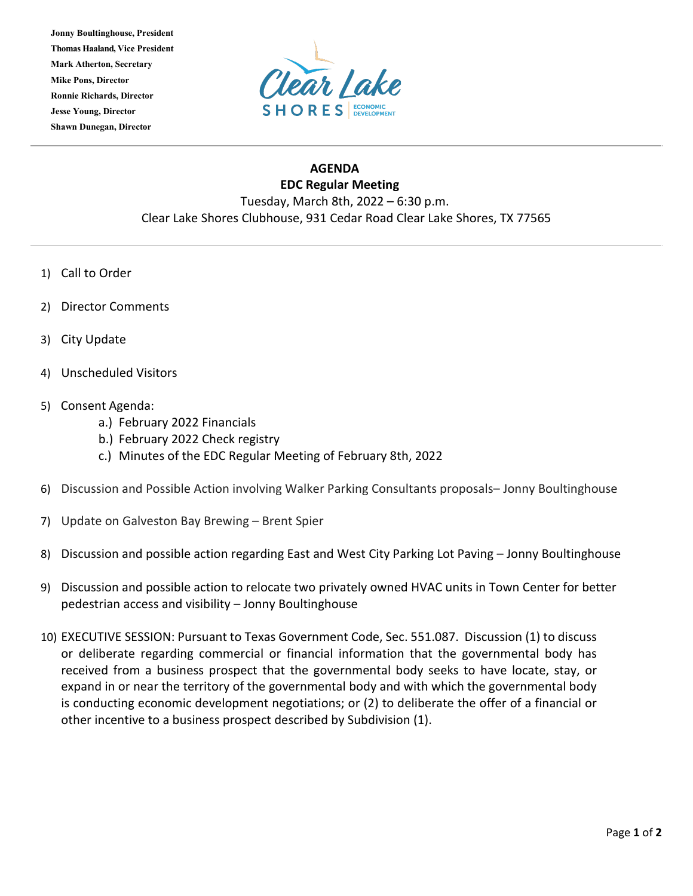**Jonny Boultinghouse, President**
**Thomas Haaland, Vice President**
**Mark Atherton, Secretary**
**Mike Pons, Director**
**Ronnie Richards, Director**
**Jesse Young, Director**
**Shawn Dunegan, Director**

Clear Lake SHORES ECONOMIC DEVELOPMENT

---

# AGENDA

## EDC Regular Meeting

Tuesday, March 8th, 2022 – 6:30 p.m.
Clear Lake Shores Clubhouse, 931 Cedar Road Clear Lake Shores, TX 77565

---

1) Call to Order

2) Director Comments

3) City Update

4) Unscheduled Visitors

5) Consent Agenda:
    a.) February 2022 Financials
    b.) February 2022 Check registry
    c.) Minutes of the EDC Regular Meeting of February 8th, 2022

6) Discussion and Possible Action involving Walker Parking Consultants proposals– Jonny Boultinghouse

7) Update on Galveston Bay Brewing – Brent Spier

8) Discussion and possible action regarding East and West City Parking Lot Paving – Jonny Boultinghouse

9) Discussion and possible action to relocate two privately owned HVAC units in Town Center for better pedestrian access and visibility – Jonny Boultinghouse

10) EXECUTIVE SESSION: Pursuant to Texas Government Code, Sec. 551.087. Discussion (1) to discuss or deliberate regarding commercial or financial information that the governmental body has received from a business prospect that the governmental body seeks to have locate, stay, or expand in or near the territory of the governmental body and with which the governmental body is conducting economic development negotiations; or (2) to deliberate the offer of a financial or other incentive to a business prospect described by Subdivision (1).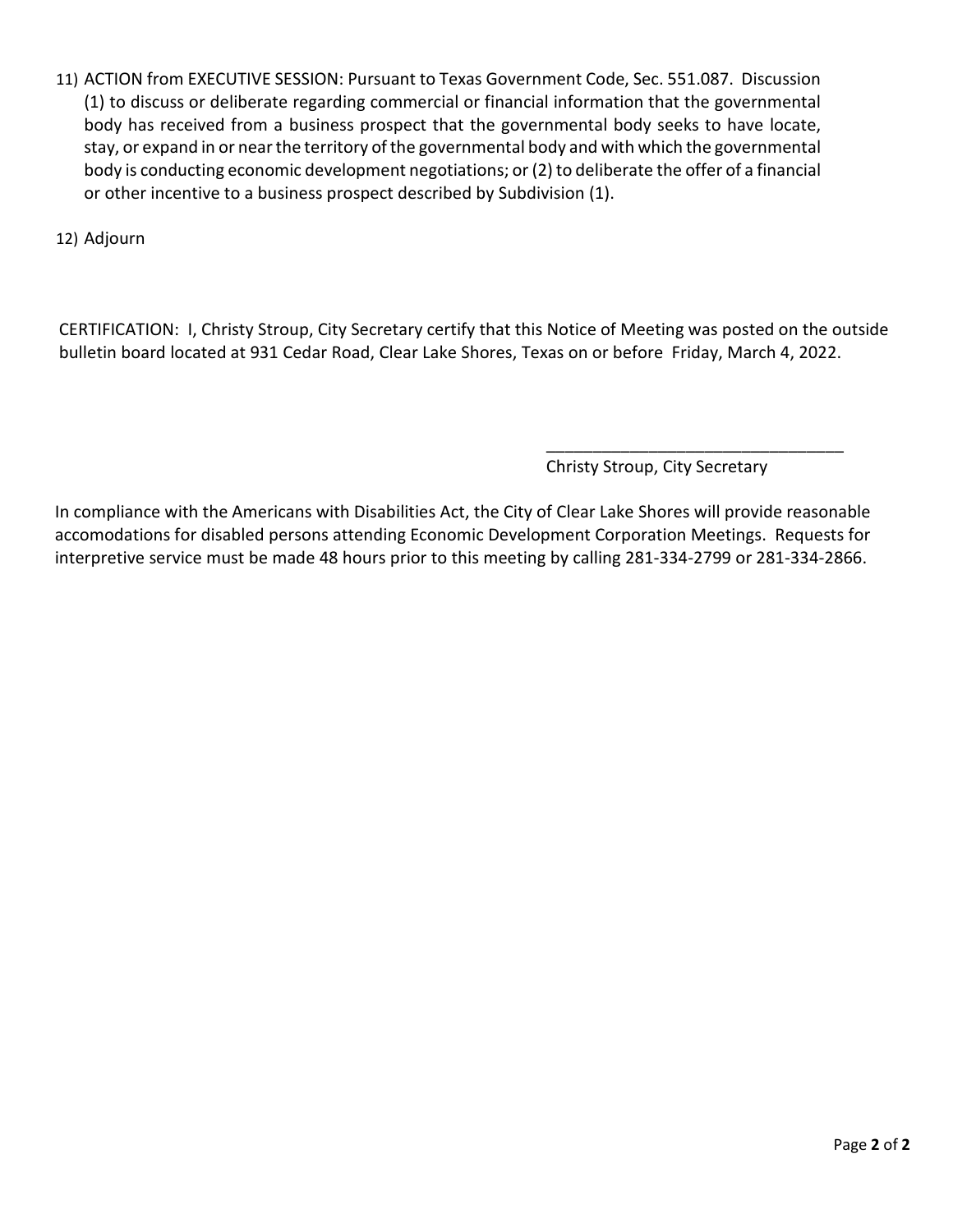11) ACTION from EXECUTIVE SESSION: Pursuant to Texas Government Code, Sec. 551.087. Discussion (1) to discuss or deliberate regarding commercial or financial information that the governmental body has received from a business prospect that the governmental body seeks to have locate, stay, or expand in or near the territory of the governmental body and with which the governmental body is conducting economic development negotiations; or (2) to deliberate the offer of a financial or other incentive to a business prospect described by Subdivision (1).

12) Adjourn

CERTIFICATION: I, Christy Stroup, City Secretary certify that this Notice of Meeting was posted on the outside bulletin board located at 931 Cedar Road, Clear Lake Shores, Texas on or before Friday, March 4, 2022.

________________________________

Christy Stroup, City Secretary

In compliance with the Americans with Disabilities Act, the City of Clear Lake Shores will provide reasonable accomodations for disabled persons attending Economic Development Corporation Meetings. Requests for interpretive service must be made 48 hours prior to this meeting by calling 281-334-2799 or 281-334-2866.